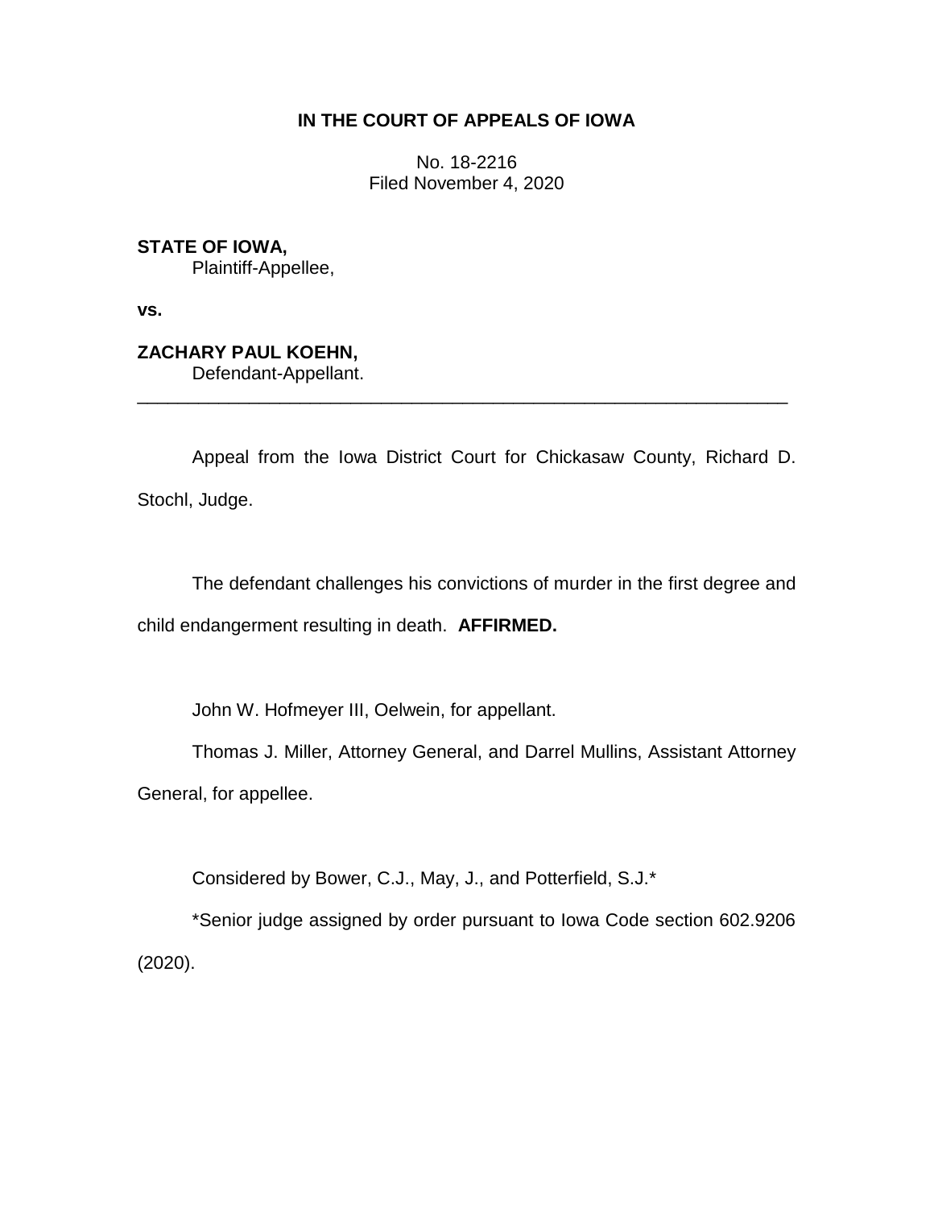**IN THE COURT OF APPEALS OF IOWA**

No. 18-2216
Filed November 4, 2020

**STATE OF IOWA,**
Plaintiff-Appellee,

**vs.**

**ZACHARY PAUL KOEHN,**
Defendant-Appellant.

---

Appeal from the Iowa District Court for Chickasaw County, Richard D. Stochl, Judge.

The defendant challenges his convictions of murder in the first degree and child endangerment resulting in death. **AFFIRMED.**

John W. Hofmeyer III, Oelwein, for appellant.

Thomas J. Miller, Attorney General, and Darrel Mullins, Assistant Attorney General, for appellee.

Considered by Bower, C.J., May, J., and Potterfield, S.J.*

*Senior judge assigned by order pursuant to Iowa Code section 602.9206 (2020).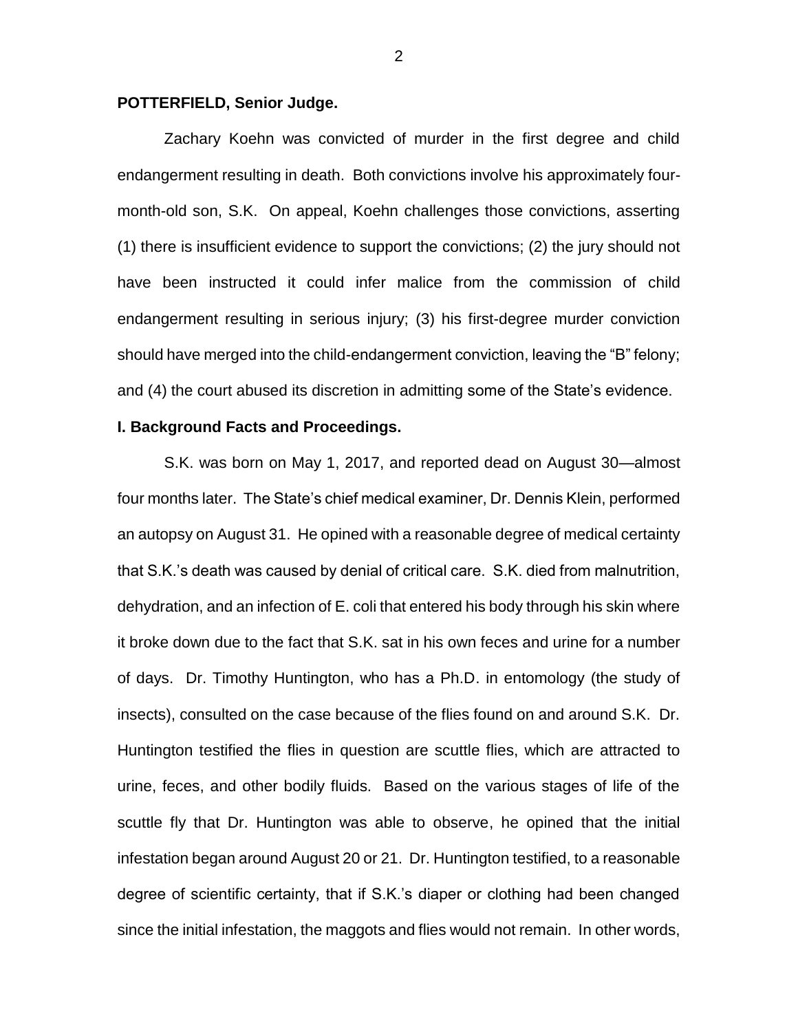**POTTERFIELD, Senior Judge.**

Zachary Koehn was convicted of murder in the first degree and child endangerment resulting in death. Both convictions involve his approximately four-month-old son, S.K. On appeal, Koehn challenges those convictions, asserting (1) there is insufficient evidence to support the convictions; (2) the jury should not have been instructed it could infer malice from the commission of child endangerment resulting in serious injury; (3) his first-degree murder conviction should have merged into the child-endangerment conviction, leaving the "B" felony; and (4) the court abused its discretion in admitting some of the State's evidence.

**I. Background Facts and Proceedings.**

S.K. was born on May 1, 2017, and reported dead on August 30—almost four months later. The State's chief medical examiner, Dr. Dennis Klein, performed an autopsy on August 31. He opined with a reasonable degree of medical certainty that S.K.'s death was caused by denial of critical care. S.K. died from malnutrition, dehydration, and an infection of E. coli that entered his body through his skin where it broke down due to the fact that S.K. sat in his own feces and urine for a number of days. Dr. Timothy Huntington, who has a Ph.D. in entomology (the study of insects), consulted on the case because of the flies found on and around S.K. Dr. Huntington testified the flies in question are scuttle flies, which are attracted to urine, feces, and other bodily fluids. Based on the various stages of life of the scuttle fly that Dr. Huntington was able to observe, he opined that the initial infestation began around August 20 or 21. Dr. Huntington testified, to a reasonable degree of scientific certainty, that if S.K.'s diaper or clothing had been changed since the initial infestation, the maggots and flies would not remain. In other words,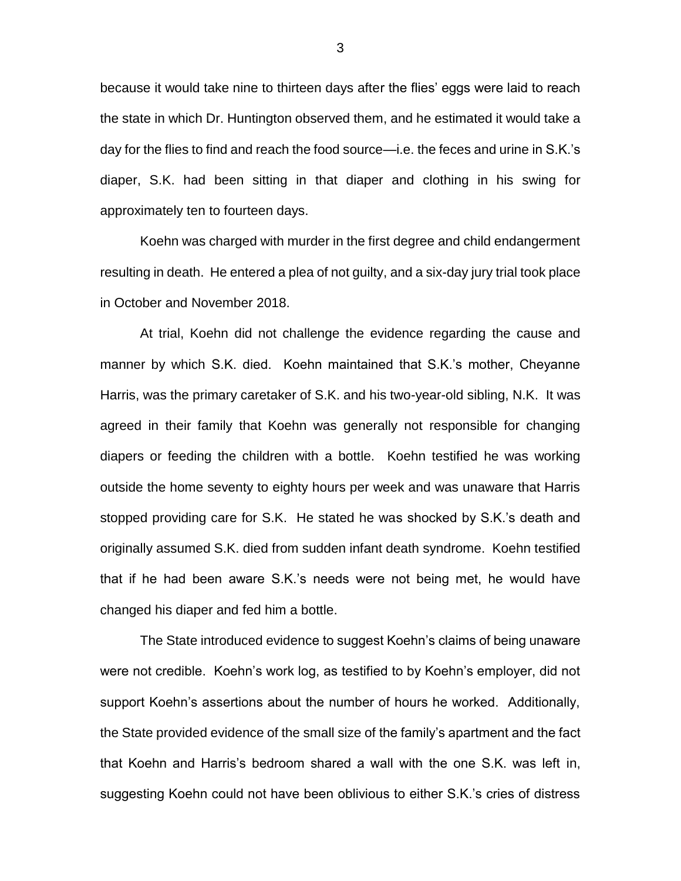because it would take nine to thirteen days after the flies' eggs were laid to reach the state in which Dr. Huntington observed them, and he estimated it would take a day for the flies to find and reach the food source—i.e. the feces and urine in S.K.'s diaper, S.K. had been sitting in that diaper and clothing in his swing for approximately ten to fourteen days.

Koehn was charged with murder in the first degree and child endangerment resulting in death. He entered a plea of not guilty, and a six-day jury trial took place in October and November 2018.

At trial, Koehn did not challenge the evidence regarding the cause and manner by which S.K. died. Koehn maintained that S.K.'s mother, Cheyanne Harris, was the primary caretaker of S.K. and his two-year-old sibling, N.K. It was agreed in their family that Koehn was generally not responsible for changing diapers or feeding the children with a bottle. Koehn testified he was working outside the home seventy to eighty hours per week and was unaware that Harris stopped providing care for S.K. He stated he was shocked by S.K.'s death and originally assumed S.K. died from sudden infant death syndrome. Koehn testified that if he had been aware S.K.'s needs were not being met, he would have changed his diaper and fed him a bottle.

The State introduced evidence to suggest Koehn's claims of being unaware were not credible. Koehn's work log, as testified to by Koehn's employer, did not support Koehn's assertions about the number of hours he worked. Additionally, the State provided evidence of the small size of the family's apartment and the fact that Koehn and Harris's bedroom shared a wall with the one S.K. was left in, suggesting Koehn could not have been oblivious to either S.K.'s cries of distress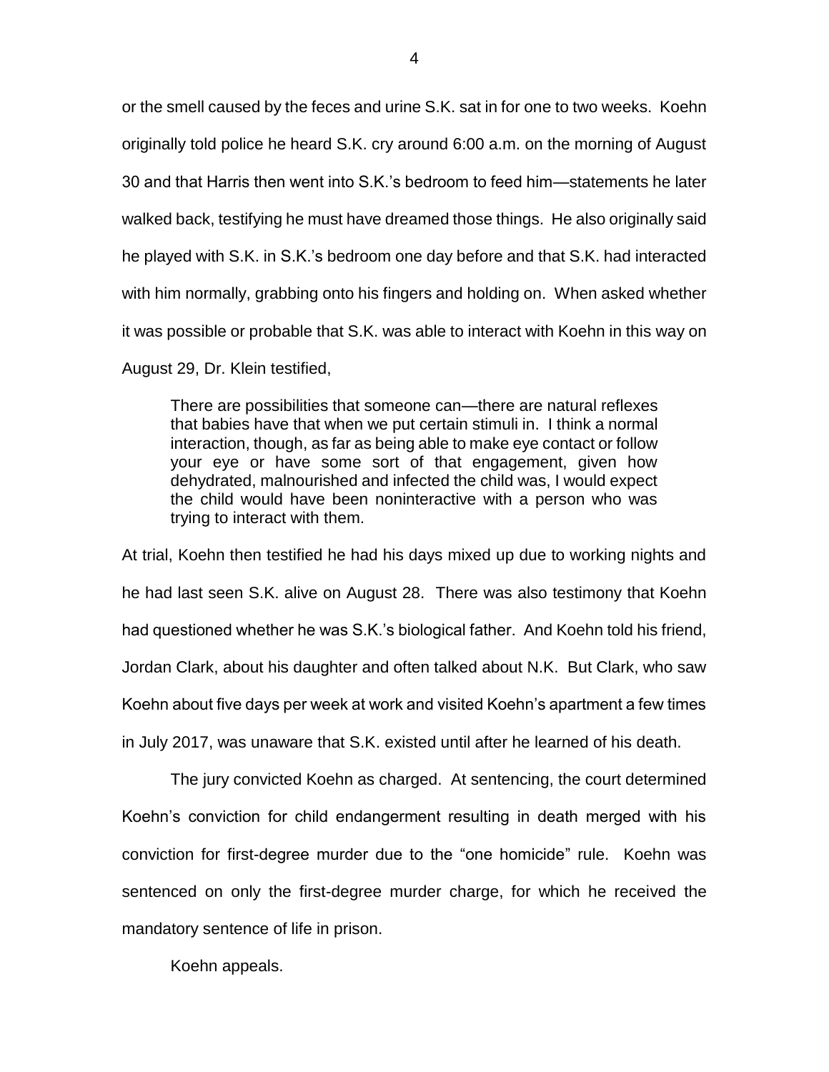or the smell caused by the feces and urine S.K. sat in for one to two weeks. Koehn originally told police he heard S.K. cry around 6:00 a.m. on the morning of August 30 and that Harris then went into S.K.'s bedroom to feed him—statements he later walked back, testifying he must have dreamed those things. He also originally said he played with S.K. in S.K.'s bedroom one day before and that S.K. had interacted with him normally, grabbing onto his fingers and holding on. When asked whether it was possible or probable that S.K. was able to interact with Koehn in this way on August 29, Dr. Klein testified,

> There are possibilities that someone can—there are natural reflexes that babies have that when we put certain stimuli in. I think a normal interaction, though, as far as being able to make eye contact or follow your eye or have some sort of that engagement, given how dehydrated, malnourished and infected the child was, I would expect the child would have been noninteractive with a person who was trying to interact with them.

At trial, Koehn then testified he had his days mixed up due to working nights and he had last seen S.K. alive on August 28. There was also testimony that Koehn had questioned whether he was S.K.'s biological father. And Koehn told his friend, Jordan Clark, about his daughter and often talked about N.K. But Clark, who saw Koehn about five days per week at work and visited Koehn's apartment a few times in July 2017, was unaware that S.K. existed until after he learned of his death.

The jury convicted Koehn as charged. At sentencing, the court determined Koehn's conviction for child endangerment resulting in death merged with his conviction for first-degree murder due to the "one homicide" rule. Koehn was sentenced on only the first-degree murder charge, for which he received the mandatory sentence of life in prison.

Koehn appeals.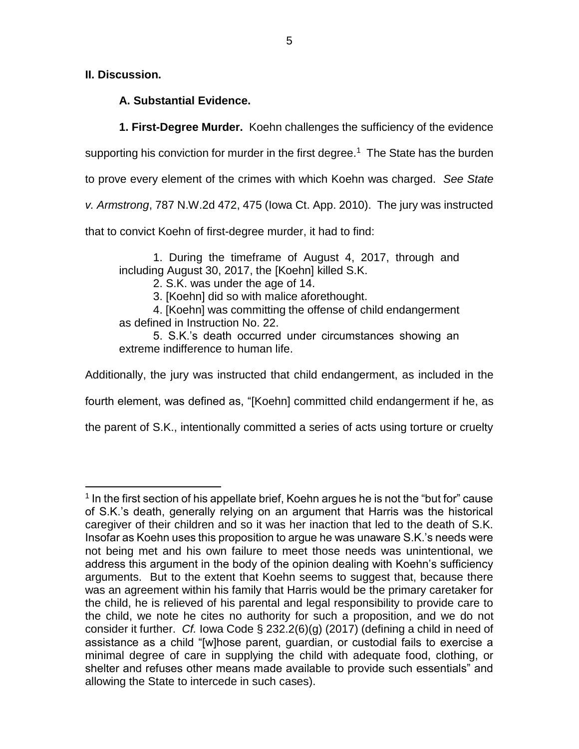**II. Discussion.**

**A. Substantial Evidence.**

**1. First-Degree Murder.** Koehn challenges the sufficiency of the evidence supporting his conviction for murder in the first degree.[1] The State has the burden to prove every element of the crimes with which Koehn was charged. *See State v. Armstrong*, 787 N.W.2d 472, 475 (Iowa Ct. App. 2010). The jury was instructed that to convict Koehn of first-degree murder, it had to find:

> 1. During the timeframe of August 4, 2017, through and including August 30, 2017, the [Koehn] killed S.K.
>
> 2. S.K. was under the age of 14.
>
> 3. [Koehn] did so with malice aforethought.
>
> 4. [Koehn] was committing the offense of child endangerment as defined in Instruction No. 22.
>
> 5. S.K.'s death occurred under circumstances showing an extreme indifference to human life.

Additionally, the jury was instructed that child endangerment, as included in the fourth element, was defined as, "[Koehn] committed child endangerment if he, as the parent of S.K., intentionally committed a series of acts using torture or cruelty

---

[1] In the first section of his appellate brief, Koehn argues he is not the "but for" cause of S.K.'s death, generally relying on an argument that Harris was the historical caregiver of their children and so it was her inaction that led to the death of S.K. Insofar as Koehn uses this proposition to argue he was unaware S.K.'s needs were not being met and his own failure to meet those needs was unintentional, we address this argument in the body of the opinion dealing with Koehn's sufficiency arguments. But to the extent that Koehn seems to suggest that, because there was an agreement within his family that Harris would be the primary caretaker for the child, he is relieved of his parental and legal responsibility to provide care to the child, we note he cites no authority for such a proposition, and we do not consider it further. *Cf.* Iowa Code § 232.2(6)(g) (2017) (defining a child in need of assistance as a child "[w]hose parent, guardian, or custodial fails to exercise a minimal degree of care in supplying the child with adequate food, clothing, or shelter and refuses other means made available to provide such essentials" and allowing the State to intercede in such cases).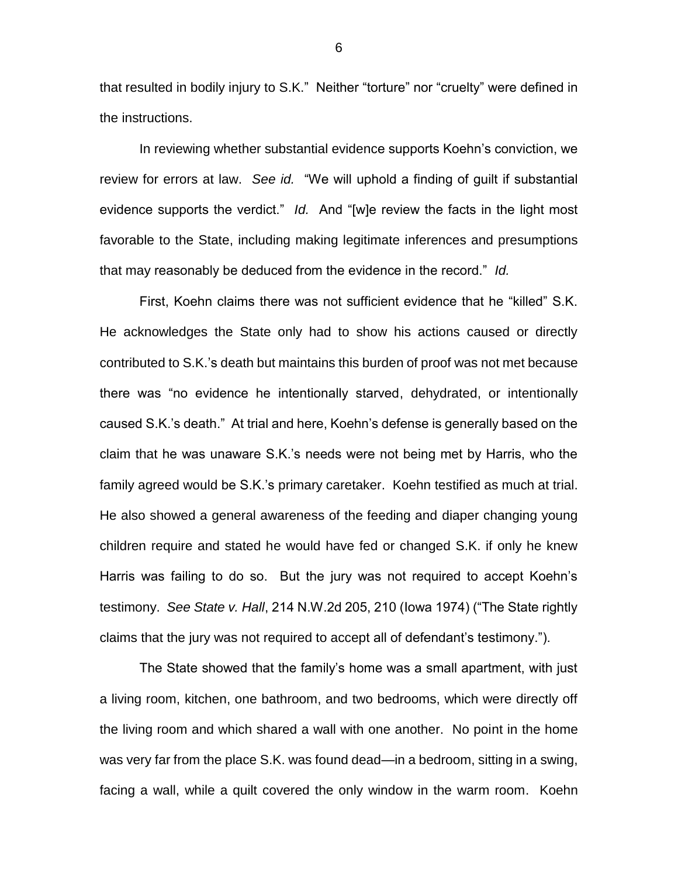that resulted in bodily injury to S.K." Neither "torture" nor "cruelty" were defined in the instructions.

In reviewing whether substantial evidence supports Koehn's conviction, we review for errors at law. *See id.* "We will uphold a finding of guilt if substantial evidence supports the verdict." *Id.* And "[w]e review the facts in the light most favorable to the State, including making legitimate inferences and presumptions that may reasonably be deduced from the evidence in the record." *Id.*

First, Koehn claims there was not sufficient evidence that he "killed" S.K. He acknowledges the State only had to show his actions caused or directly contributed to S.K.'s death but maintains this burden of proof was not met because there was "no evidence he intentionally starved, dehydrated, or intentionally caused S.K.'s death." At trial and here, Koehn's defense is generally based on the claim that he was unaware S.K.'s needs were not being met by Harris, who the family agreed would be S.K.'s primary caretaker. Koehn testified as much at trial. He also showed a general awareness of the feeding and diaper changing young children require and stated he would have fed or changed S.K. if only he knew Harris was failing to do so. But the jury was not required to accept Koehn's testimony. *See State v. Hall*, 214 N.W.2d 205, 210 (Iowa 1974) ("The State rightly claims that the jury was not required to accept all of defendant's testimony.").

The State showed that the family's home was a small apartment, with just a living room, kitchen, one bathroom, and two bedrooms, which were directly off the living room and which shared a wall with one another. No point in the home was very far from the place S.K. was found dead—in a bedroom, sitting in a swing, facing a wall, while a quilt covered the only window in the warm room. Koehn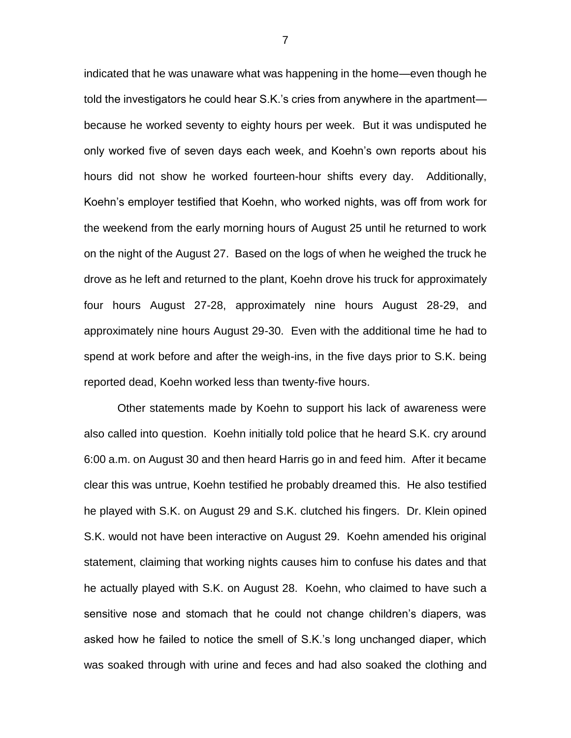indicated that he was unaware what was happening in the home—even though he told the investigators he could hear S.K.'s cries from anywhere in the apartment—because he worked seventy to eighty hours per week. But it was undisputed he only worked five of seven days each week, and Koehn's own reports about his hours did not show he worked fourteen-hour shifts every day. Additionally, Koehn's employer testified that Koehn, who worked nights, was off from work for the weekend from the early morning hours of August 25 until he returned to work on the night of the August 27. Based on the logs of when he weighed the truck he drove as he left and returned to the plant, Koehn drove his truck for approximately four hours August 27-28, approximately nine hours August 28-29, and approximately nine hours August 29-30. Even with the additional time he had to spend at work before and after the weigh-ins, in the five days prior to S.K. being reported dead, Koehn worked less than twenty-five hours.

Other statements made by Koehn to support his lack of awareness were also called into question. Koehn initially told police that he heard S.K. cry around 6:00 a.m. on August 30 and then heard Harris go in and feed him. After it became clear this was untrue, Koehn testified he probably dreamed this. He also testified he played with S.K. on August 29 and S.K. clutched his fingers. Dr. Klein opined S.K. would not have been interactive on August 29. Koehn amended his original statement, claiming that working nights causes him to confuse his dates and that he actually played with S.K. on August 28. Koehn, who claimed to have such a sensitive nose and stomach that he could not change children's diapers, was asked how he failed to notice the smell of S.K.'s long unchanged diaper, which was soaked through with urine and feces and had also soaked the clothing and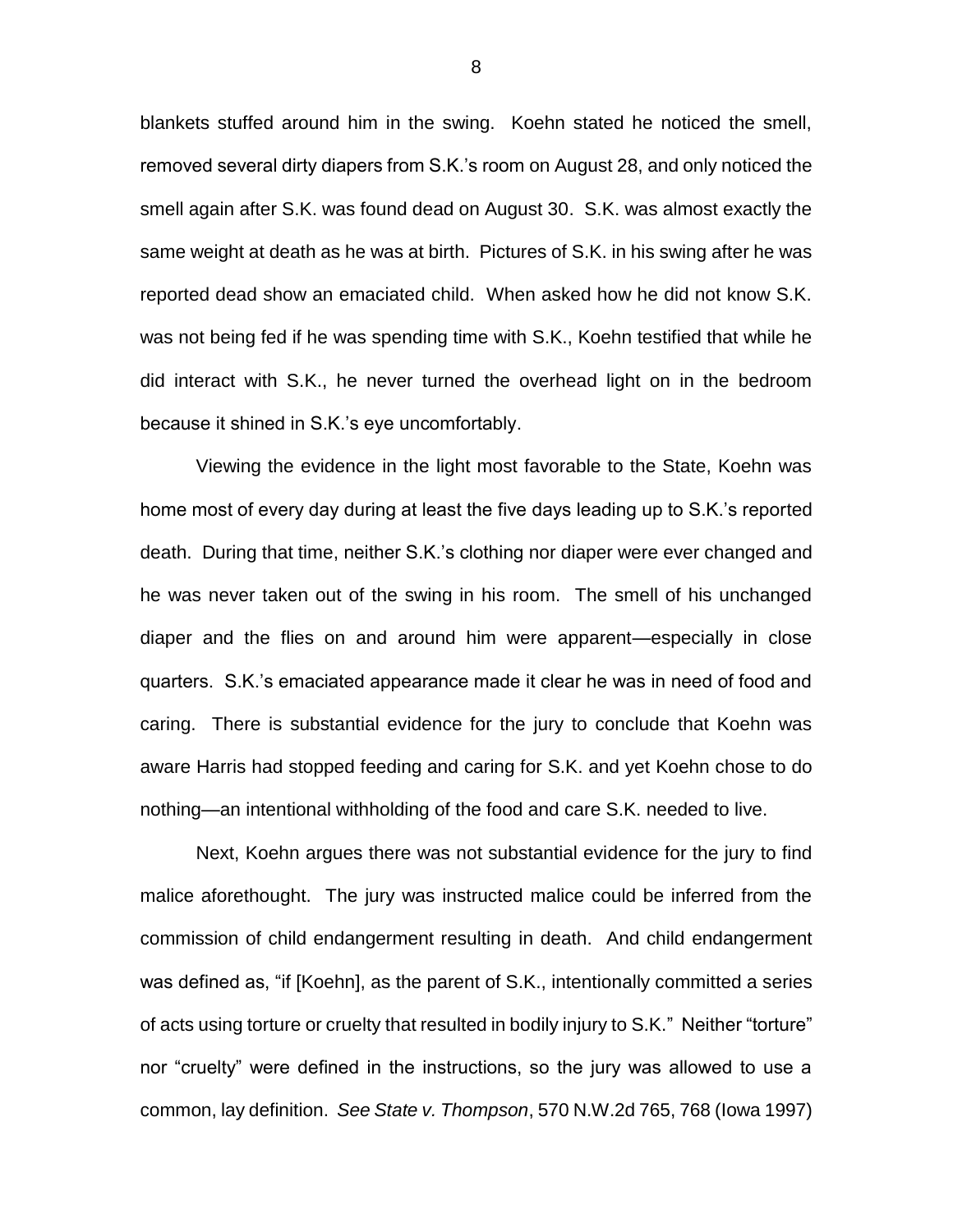blankets stuffed around him in the swing. Koehn stated he noticed the smell, removed several dirty diapers from S.K.'s room on August 28, and only noticed the smell again after S.K. was found dead on August 30. S.K. was almost exactly the same weight at death as he was at birth. Pictures of S.K. in his swing after he was reported dead show an emaciated child. When asked how he did not know S.K. was not being fed if he was spending time with S.K., Koehn testified that while he did interact with S.K., he never turned the overhead light on in the bedroom because it shined in S.K.'s eye uncomfortably.

Viewing the evidence in the light most favorable to the State, Koehn was home most of every day during at least the five days leading up to S.K.'s reported death. During that time, neither S.K.'s clothing nor diaper were ever changed and he was never taken out of the swing in his room. The smell of his unchanged diaper and the flies on and around him were apparent—especially in close quarters. S.K.'s emaciated appearance made it clear he was in need of food and caring. There is substantial evidence for the jury to conclude that Koehn was aware Harris had stopped feeding and caring for S.K. and yet Koehn chose to do nothing—an intentional withholding of the food and care S.K. needed to live.

Next, Koehn argues there was not substantial evidence for the jury to find malice aforethought. The jury was instructed malice could be inferred from the commission of child endangerment resulting in death. And child endangerment was defined as, "if [Koehn], as the parent of S.K., intentionally committed a series of acts using torture or cruelty that resulted in bodily injury to S.K." Neither "torture" nor "cruelty" were defined in the instructions, so the jury was allowed to use a common, lay definition. *See State v. Thompson*, 570 N.W.2d 765, 768 (Iowa 1997)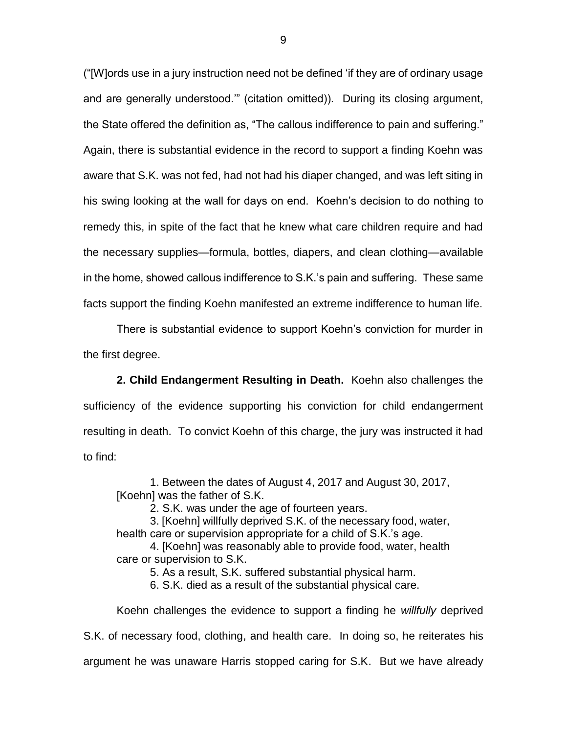("[W]ords use in a jury instruction need not be defined 'if they are of ordinary usage and are generally understood.'" (citation omitted)). During its closing argument, the State offered the definition as, "The callous indifference to pain and suffering." Again, there is substantial evidence in the record to support a finding Koehn was aware that S.K. was not fed, had not had his diaper changed, and was left siting in his swing looking at the wall for days on end. Koehn's decision to do nothing to remedy this, in spite of the fact that he knew what care children require and had the necessary supplies—formula, bottles, diapers, and clean clothing—available in the home, showed callous indifference to S.K.'s pain and suffering. These same facts support the finding Koehn manifested an extreme indifference to human life.

There is substantial evidence to support Koehn's conviction for murder in the first degree.

**2. Child Endangerment Resulting in Death.** Koehn also challenges the sufficiency of the evidence supporting his conviction for child endangerment resulting in death. To convict Koehn of this charge, the jury was instructed it had to find:

> 1. Between the dates of August 4, 2017 and August 30, 2017, [Koehn] was the father of S.K.
> 2. S.K. was under the age of fourteen years.
> 3. [Koehn] willfully deprived S.K. of the necessary food, water, health care or supervision appropriate for a child of S.K.'s age.
> 4. [Koehn] was reasonably able to provide food, water, health care or supervision to S.K.
> 5. As a result, S.K. suffered substantial physical harm.
> 6. S.K. died as a result of the substantial physical care.

Koehn challenges the evidence to support a finding he *willfully* deprived S.K. of necessary food, clothing, and health care. In doing so, he reiterates his argument he was unaware Harris stopped caring for S.K. But we have already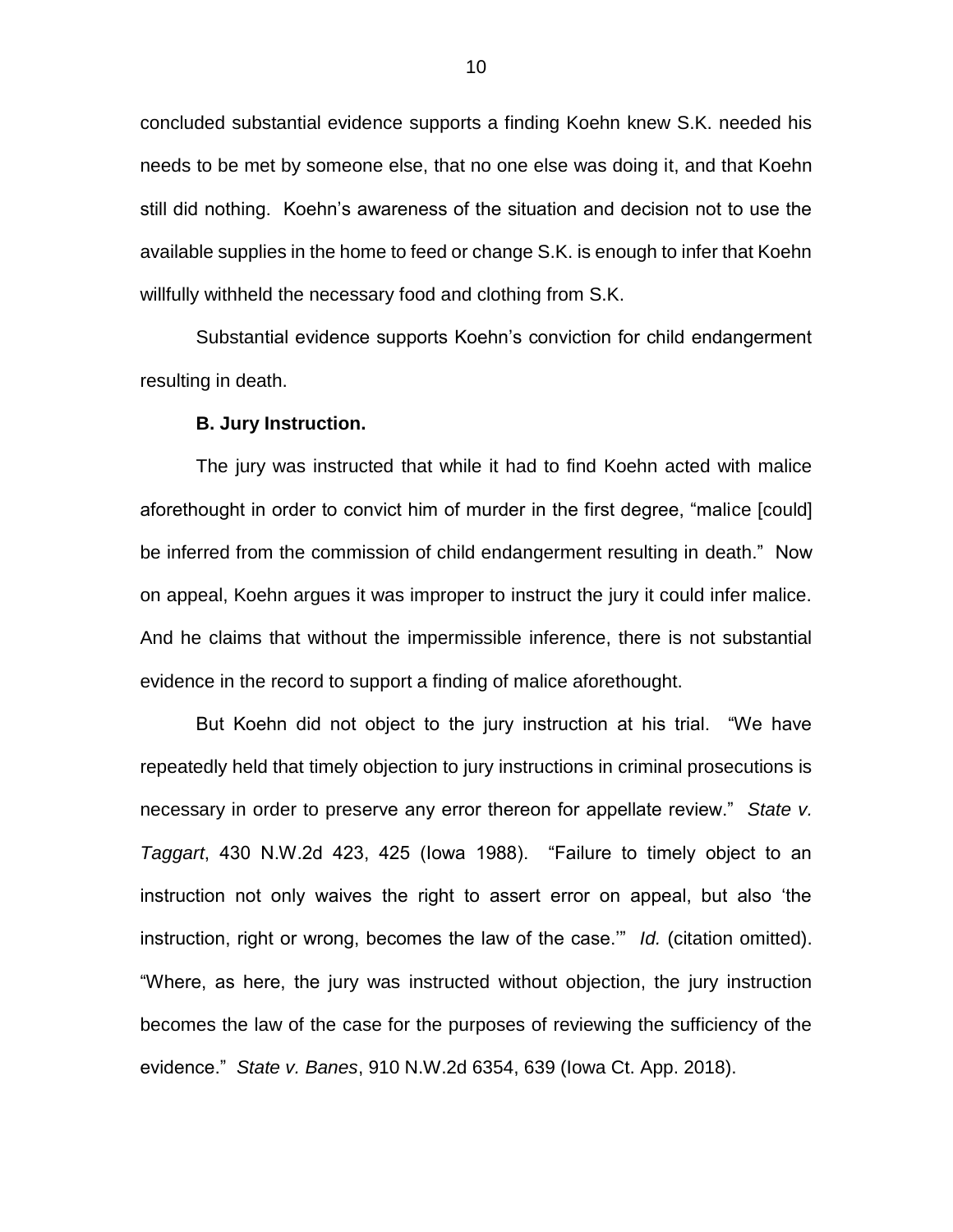concluded substantial evidence supports a finding Koehn knew S.K. needed his needs to be met by someone else, that no one else was doing it, and that Koehn still did nothing. Koehn's awareness of the situation and decision not to use the available supplies in the home to feed or change S.K. is enough to infer that Koehn willfully withheld the necessary food and clothing from S.K.

Substantial evidence supports Koehn's conviction for child endangerment resulting in death.

**B. Jury Instruction.**

The jury was instructed that while it had to find Koehn acted with malice aforethought in order to convict him of murder in the first degree, "malice [could] be inferred from the commission of child endangerment resulting in death." Now on appeal, Koehn argues it was improper to instruct the jury it could infer malice. And he claims that without the impermissible inference, there is not substantial evidence in the record to support a finding of malice aforethought.

But Koehn did not object to the jury instruction at his trial. "We have repeatedly held that timely objection to jury instructions in criminal prosecutions is necessary in order to preserve any error thereon for appellate review." *State v. Taggart*, 430 N.W.2d 423, 425 (Iowa 1988). "Failure to timely object to an instruction not only waives the right to assert error on appeal, but also 'the instruction, right or wrong, becomes the law of the case.'" *Id.* (citation omitted). "Where, as here, the jury was instructed without objection, the jury instruction becomes the law of the case for the purposes of reviewing the sufficiency of the evidence." *State v. Banes*, 910 N.W.2d 6354, 639 (Iowa Ct. App. 2018).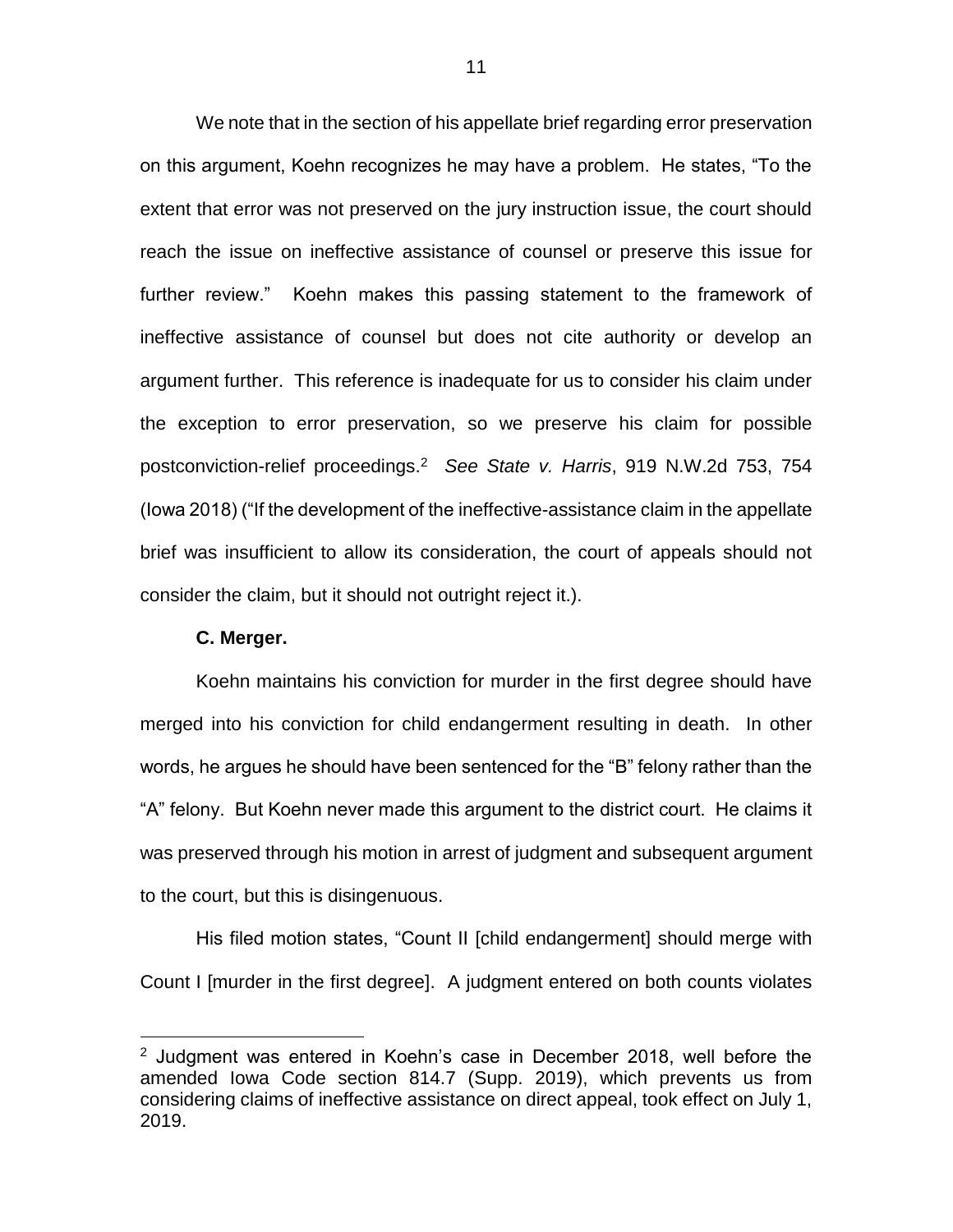We note that in the section of his appellate brief regarding error preservation on this argument, Koehn recognizes he may have a problem. He states, "To the extent that error was not preserved on the jury instruction issue, the court should reach the issue on ineffective assistance of counsel or preserve this issue for further review." Koehn makes this passing statement to the framework of ineffective assistance of counsel but does not cite authority or develop an argument further. This reference is inadequate for us to consider his claim under the exception to error preservation, so we preserve his claim for possible postconviction-relief proceedings.[2] *See State v. Harris*, 919 N.W.2d 753, 754 (Iowa 2018) ("If the development of the ineffective-assistance claim in the appellate brief was insufficient to allow its consideration, the court of appeals should not consider the claim, but it should not outright reject it.).

**C. Merger.**

Koehn maintains his conviction for murder in the first degree should have merged into his conviction for child endangerment resulting in death. In other words, he argues he should have been sentenced for the "B" felony rather than the "A" felony. But Koehn never made this argument to the district court. He claims it was preserved through his motion in arrest of judgment and subsequent argument to the court, but this is disingenuous.

His filed motion states, "Count II [child endangerment] should merge with Count I [murder in the first degree]. A judgment entered on both counts violates

[2] Judgment was entered in Koehn's case in December 2018, well before the amended Iowa Code section 814.7 (Supp. 2019), which prevents us from considering claims of ineffective assistance on direct appeal, took effect on July 1, 2019.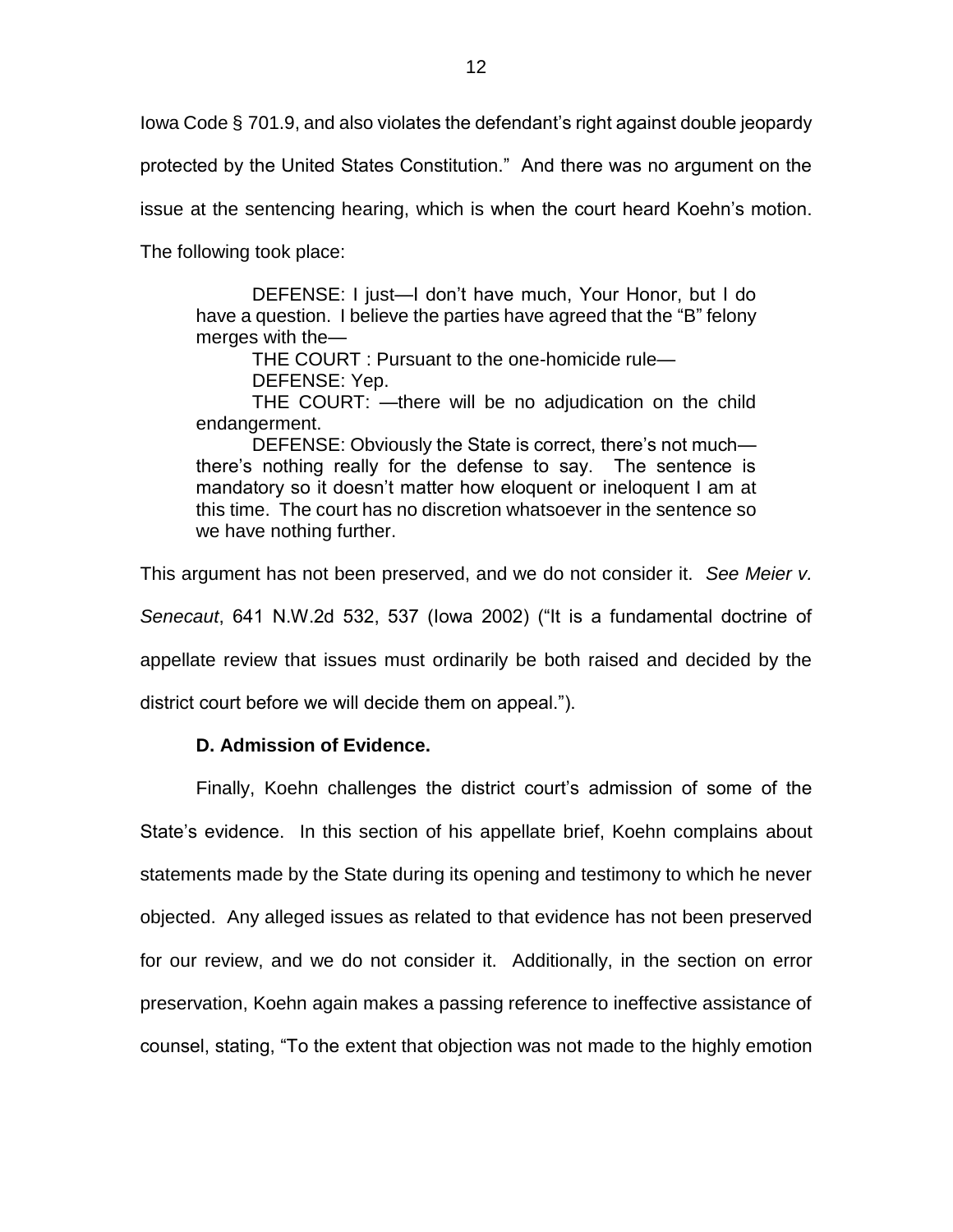Iowa Code § 701.9, and also violates the defendant's right against double jeopardy protected by the United States Constitution." And there was no argument on the issue at the sentencing hearing, which is when the court heard Koehn's motion. The following took place:

> DEFENSE: I just—I don't have much, Your Honor, but I do have a question. I believe the parties have agreed that the "B" felony merges with the—
>
> THE COURT : Pursuant to the one-homicide rule—
>
> DEFENSE: Yep.
>
> THE COURT: —there will be no adjudication on the child endangerment.
>
> DEFENSE: Obviously the State is correct, there's not much—there's nothing really for the defense to say. The sentence is mandatory so it doesn't matter how eloquent or ineloquent I am at this time. The court has no discretion whatsoever in the sentence so we have nothing further.

This argument has not been preserved, and we do not consider it. *See Meier v. Senecaut*, 641 N.W.2d 532, 537 (Iowa 2002) ("It is a fundamental doctrine of appellate review that issues must ordinarily be both raised and decided by the district court before we will decide them on appeal.").

**D. Admission of Evidence.**

Finally, Koehn challenges the district court's admission of some of the State's evidence. In this section of his appellate brief, Koehn complains about statements made by the State during its opening and testimony to which he never objected. Any alleged issues as related to that evidence has not been preserved for our review, and we do not consider it. Additionally, in the section on error preservation, Koehn again makes a passing reference to ineffective assistance of counsel, stating, "To the extent that objection was not made to the highly emotion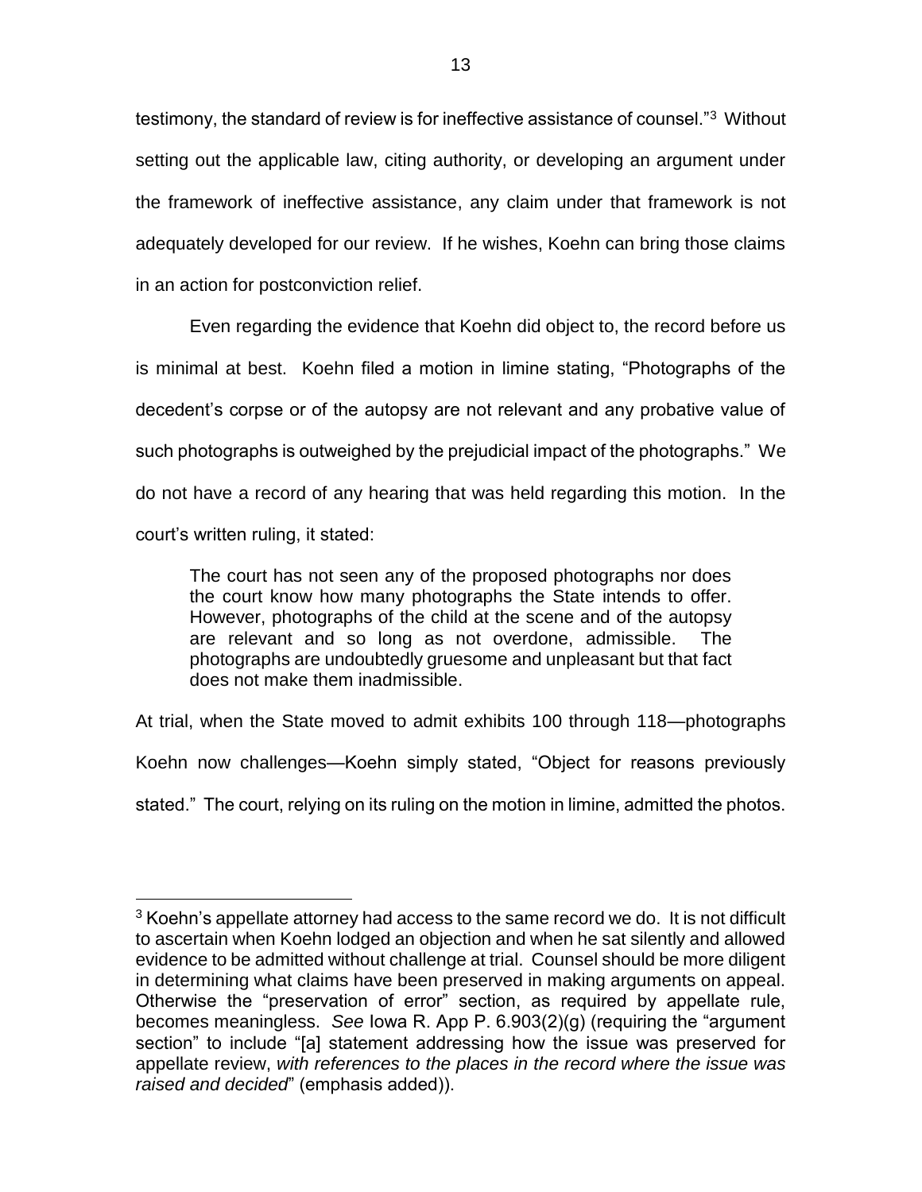testimony, the standard of review is for ineffective assistance of counsel."[3] Without setting out the applicable law, citing authority, or developing an argument under the framework of ineffective assistance, any claim under that framework is not adequately developed for our review. If he wishes, Koehn can bring those claims in an action for postconviction relief.

Even regarding the evidence that Koehn did object to, the record before us is minimal at best. Koehn filed a motion in limine stating, "Photographs of the decedent's corpse or of the autopsy are not relevant and any probative value of such photographs is outweighed by the prejudicial impact of the photographs." We do not have a record of any hearing that was held regarding this motion. In the court's written ruling, it stated:

> The court has not seen any of the proposed photographs nor does the court know how many photographs the State intends to offer. However, photographs of the child at the scene and of the autopsy are relevant and so long as not overdone, admissible. The photographs are undoubtedly gruesome and unpleasant but that fact does not make them inadmissible.

At trial, when the State moved to admit exhibits 100 through 118—photographs Koehn now challenges—Koehn simply stated, "Object for reasons previously stated." The court, relying on its ruling on the motion in limine, admitted the photos.

---

[3] Koehn's appellate attorney had access to the same record we do. It is not difficult to ascertain when Koehn lodged an objection and when he sat silently and allowed evidence to be admitted without challenge at trial. Counsel should be more diligent in determining what claims have been preserved in making arguments on appeal. Otherwise the "preservation of error" section, as required by appellate rule, becomes meaningless. *See* Iowa R. App P. 6.903(2)(g) (requiring the "argument section" to include "[a] statement addressing how the issue was preserved for appellate review, *with references to the places in the record where the issue was raised and decided*" (emphasis added)).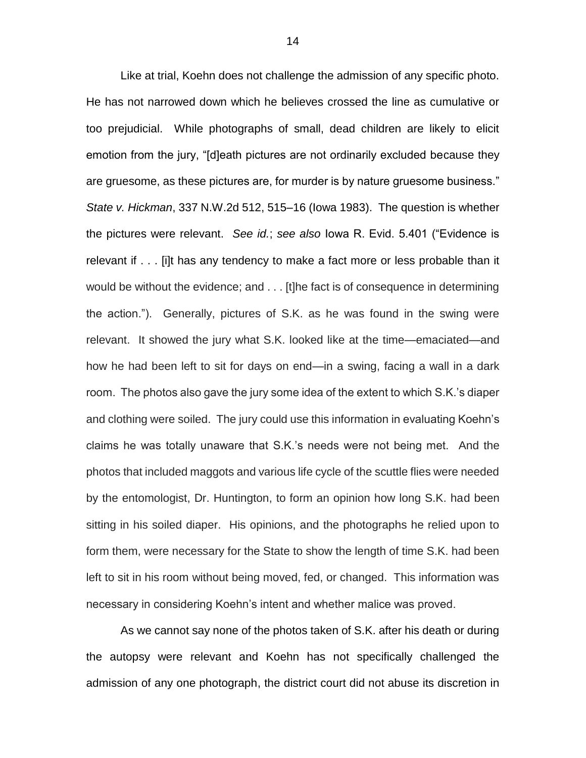Like at trial, Koehn does not challenge the admission of any specific photo. He has not narrowed down which he believes crossed the line as cumulative or too prejudicial. While photographs of small, dead children are likely to elicit emotion from the jury, "[d]eath pictures are not ordinarily excluded because they are gruesome, as these pictures are, for murder is by nature gruesome business." *State v. Hickman*, 337 N.W.2d 512, 515–16 (Iowa 1983). The question is whether the pictures were relevant. *See id.*; *see also* Iowa R. Evid. 5.401 ("Evidence is relevant if . . . [i]t has any tendency to make a fact more or less probable than it would be without the evidence; and . . . [t]he fact is of consequence in determining the action."). Generally, pictures of S.K. as he was found in the swing were relevant. It showed the jury what S.K. looked like at the time—emaciated—and how he had been left to sit for days on end—in a swing, facing a wall in a dark room. The photos also gave the jury some idea of the extent to which S.K.'s diaper and clothing were soiled. The jury could use this information in evaluating Koehn's claims he was totally unaware that S.K.'s needs were not being met. And the photos that included maggots and various life cycle of the scuttle flies were needed by the entomologist, Dr. Huntington, to form an opinion how long S.K. had been sitting in his soiled diaper. His opinions, and the photographs he relied upon to form them, were necessary for the State to show the length of time S.K. had been left to sit in his room without being moved, fed, or changed. This information was necessary in considering Koehn's intent and whether malice was proved.

As we cannot say none of the photos taken of S.K. after his death or during the autopsy were relevant and Koehn has not specifically challenged the admission of any one photograph, the district court did not abuse its discretion in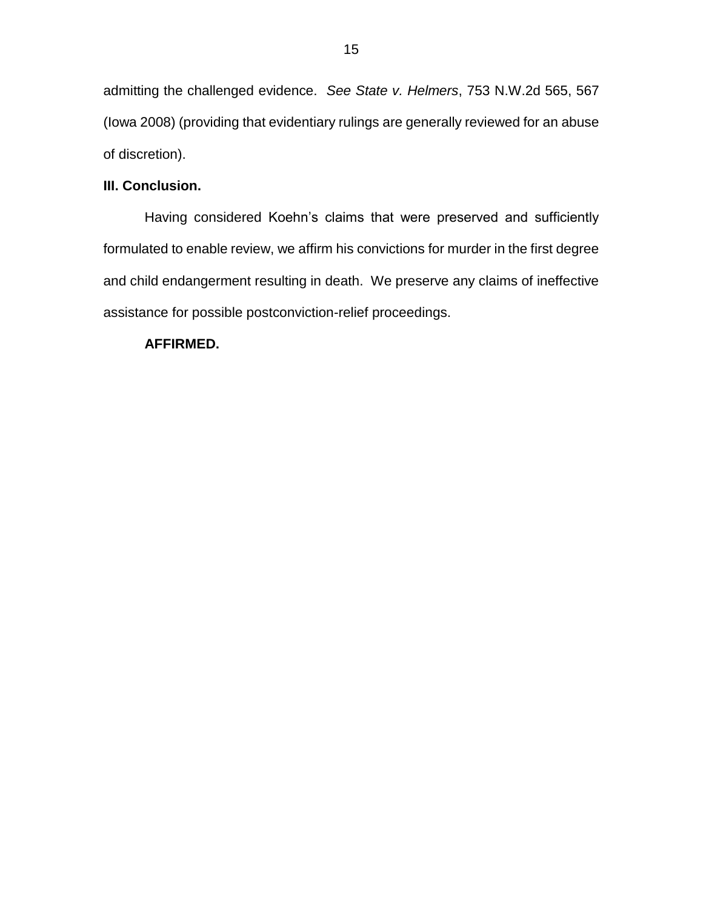admitting the challenged evidence. *See State v. Helmers*, 753 N.W.2d 565, 567 (Iowa 2008) (providing that evidentiary rulings are generally reviewed for an abuse of discretion).

**III. Conclusion.**

Having considered Koehn's claims that were preserved and sufficiently formulated to enable review, we affirm his convictions for murder in the first degree and child endangerment resulting in death. We preserve any claims of ineffective assistance for possible postconviction-relief proceedings.

**AFFIRMED.**